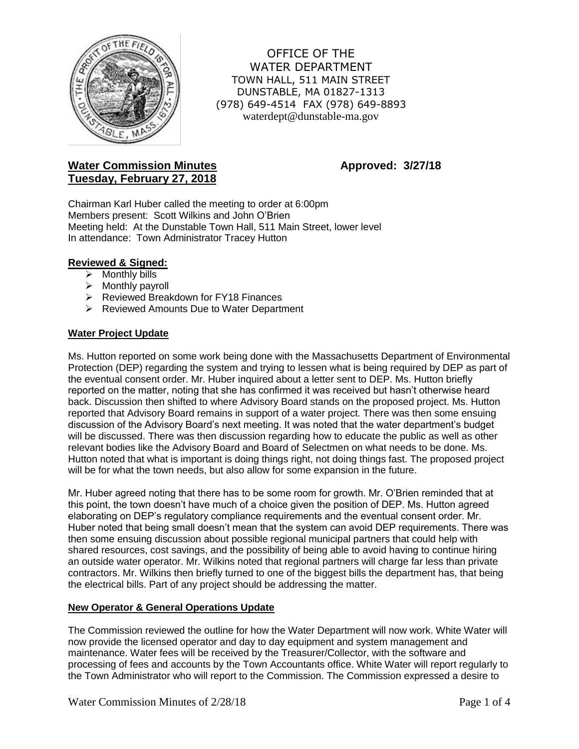OFFICE OF THE
WATER DEPARTMENT
TOWN HALL, 511 MAIN STREET
DUNSTABLE, MA 01827-1313
(978) 649-4514 FAX (978) 649-8893
waterdept@dunstable-ma.gov

**Water Commission Minutes** **Approved: 3/27/18**
**Tuesday, February 27, 2018**

Chairman Karl Huber called the meeting to order at 6:00pm
Members present: Scott Wilkins and John O'Brien
Meeting held: At the Dunstable Town Hall, 511 Main Street, lower level
In attendance: Town Administrator Tracey Hutton

## Reviewed & Signed:

- Monthly bills
- Monthly payroll
- Reviewed Breakdown for FY18 Finances
- Reviewed Amounts Due to Water Department

## Water Project Update

Ms. Hutton reported on some work being done with the Massachusetts Department of Environmental Protection (DEP) regarding the system and trying to lessen what is being required by DEP as part of the eventual consent order. Mr. Huber inquired about a letter sent to DEP. Ms. Hutton briefly reported on the matter, noting that she has confirmed it was received but hasn't otherwise heard back. Discussion then shifted to where Advisory Board stands on the proposed project. Ms. Hutton reported that Advisory Board remains in support of a water project. There was then some ensuing discussion of the Advisory Board's next meeting. It was noted that the water department's budget will be discussed. There was then discussion regarding how to educate the public as well as other relevant bodies like the Advisory Board and Board of Selectmen on what needs to be done. Ms. Hutton noted that what is important is doing things right, not doing things fast. The proposed project will be for what the town needs, but also allow for some expansion in the future.

Mr. Huber agreed noting that there has to be some room for growth. Mr. O'Brien reminded that at this point, the town doesn't have much of a choice given the position of DEP. Ms. Hutton agreed elaborating on DEP's regulatory compliance requirements and the eventual consent order. Mr. Huber noted that being small doesn't mean that the system can avoid DEP requirements. There was then some ensuing discussion about possible regional municipal partners that could help with shared resources, cost savings, and the possibility of being able to avoid having to continue hiring an outside water operator. Mr. Wilkins noted that regional partners will charge far less than private contractors. Mr. Wilkins then briefly turned to one of the biggest bills the department has, that being the electrical bills. Part of any project should be addressing the matter.

## New Operator & General Operations Update

The Commission reviewed the outline for how the Water Department will now work. White Water will now provide the licensed operator and day to day equipment and system management and maintenance. Water fees will be received by the Treasurer/Collector, with the software and processing of fees and accounts by the Town Accountants office. White Water will report regularly to the Town Administrator who will report to the Commission. The Commission expressed a desire to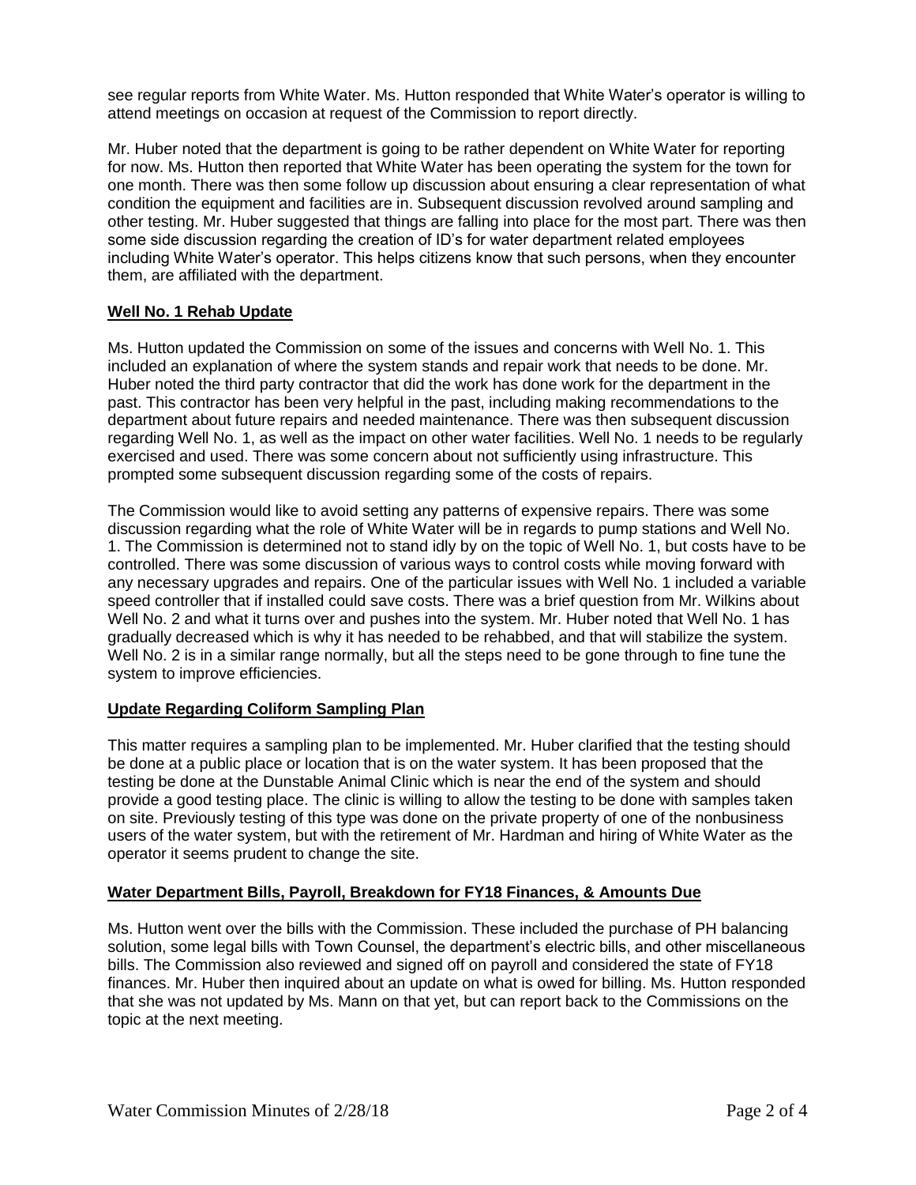see regular reports from White Water. Ms. Hutton responded that White Water's operator is willing to attend meetings on occasion at request of the Commission to report directly.

Mr. Huber noted that the department is going to be rather dependent on White Water for reporting for now. Ms. Hutton then reported that White Water has been operating the system for the town for one month. There was then some follow up discussion about ensuring a clear representation of what condition the equipment and facilities are in. Subsequent discussion revolved around sampling and other testing. Mr. Huber suggested that things are falling into place for the most part. There was then some side discussion regarding the creation of ID's for water department related employees including White Water's operator. This helps citizens know that such persons, when they encounter them, are affiliated with the department.

**Well No. 1 Rehab Update**

Ms. Hutton updated the Commission on some of the issues and concerns with Well No. 1. This included an explanation of where the system stands and repair work that needs to be done. Mr. Huber noted the third party contractor that did the work has done work for the department in the past. This contractor has been very helpful in the past, including making recommendations to the department about future repairs and needed maintenance. There was then subsequent discussion regarding Well No. 1, as well as the impact on other water facilities. Well No. 1 needs to be regularly exercised and used. There was some concern about not sufficiently using infrastructure. This prompted some subsequent discussion regarding some of the costs of repairs.

The Commission would like to avoid setting any patterns of expensive repairs. There was some discussion regarding what the role of White Water will be in regards to pump stations and Well No. 1. The Commission is determined not to stand idly by on the topic of Well No. 1, but costs have to be controlled. There was some discussion of various ways to control costs while moving forward with any necessary upgrades and repairs. One of the particular issues with Well No. 1 included a variable speed controller that if installed could save costs. There was a brief question from Mr. Wilkins about Well No. 2 and what it turns over and pushes into the system. Mr. Huber noted that Well No. 1 has gradually decreased which is why it has needed to be rehabbed, and that will stabilize the system. Well No. 2 is in a similar range normally, but all the steps need to be gone through to fine tune the system to improve efficiencies.

**Update Regarding Coliform Sampling Plan**

This matter requires a sampling plan to be implemented. Mr. Huber clarified that the testing should be done at a public place or location that is on the water system. It has been proposed that the testing be done at the Dunstable Animal Clinic which is near the end of the system and should provide a good testing place. The clinic is willing to allow the testing to be done with samples taken on site. Previously testing of this type was done on the private property of one of the nonbusiness users of the water system, but with the retirement of Mr. Hardman and hiring of White Water as the operator it seems prudent to change the site.

**Water Department Bills, Payroll, Breakdown for FY18 Finances, & Amounts Due**

Ms. Hutton went over the bills with the Commission. These included the purchase of PH balancing solution, some legal bills with Town Counsel, the department's electric bills, and other miscellaneous bills. The Commission also reviewed and signed off on payroll and considered the state of FY18 finances. Mr. Huber then inquired about an update on what is owed for billing. Ms. Hutton responded that she was not updated by Ms. Mann on that yet, but can report back to the Commissions on the topic at the next meeting.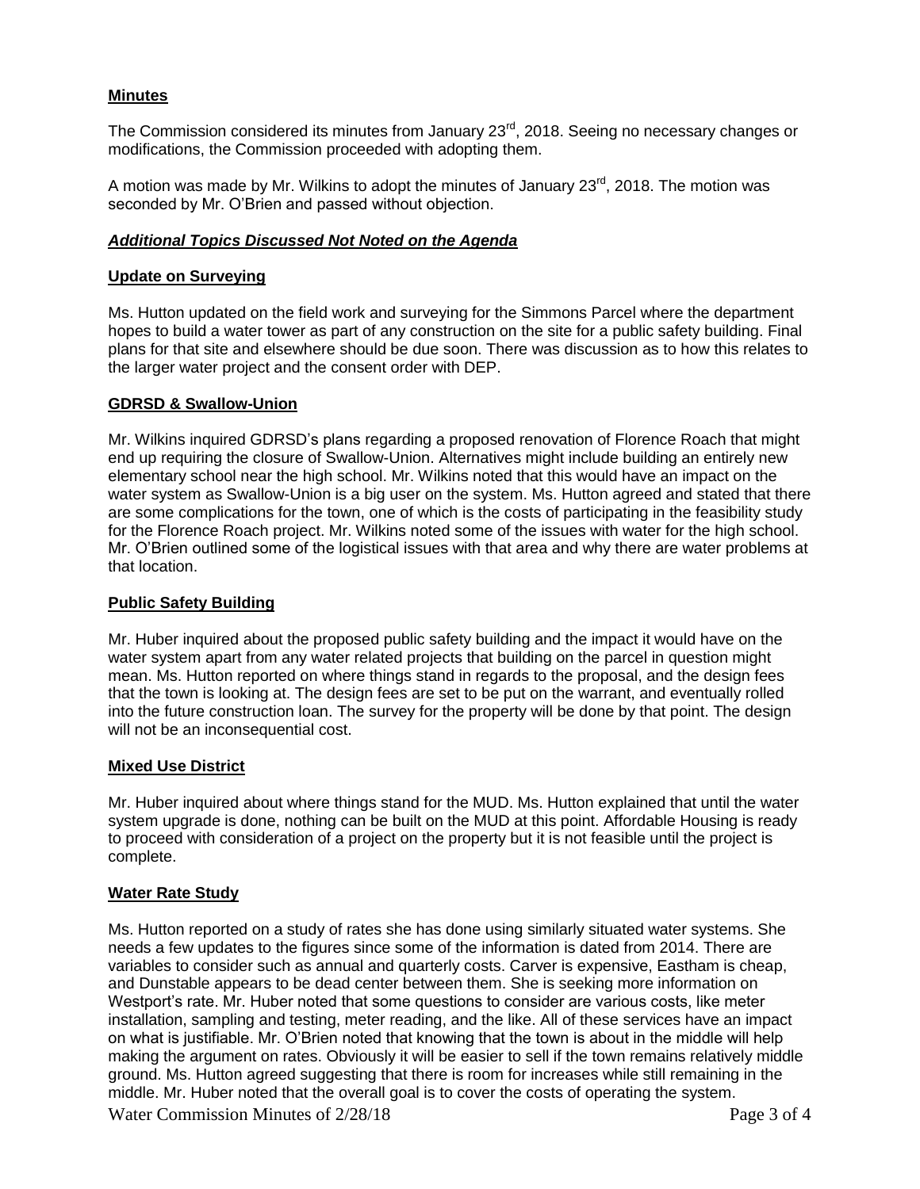## **Minutes**

The Commission considered its minutes from January 23rd, 2018. Seeing no necessary changes or modifications, the Commission proceeded with adopting them.

A motion was made by Mr. Wilkins to adopt the minutes of January 23rd, 2018. The motion was seconded by Mr. O'Brien and passed without objection.

## ***Additional Topics Discussed Not Noted on the Agenda***

### **Update on Surveying**

Ms. Hutton updated on the field work and surveying for the Simmons Parcel where the department hopes to build a water tower as part of any construction on the site for a public safety building. Final plans for that site and elsewhere should be due soon. There was discussion as to how this relates to the larger water project and the consent order with DEP.

### **GDRSD & Swallow-Union**

Mr. Wilkins inquired GDRSD's plans regarding a proposed renovation of Florence Roach that might end up requiring the closure of Swallow-Union. Alternatives might include building an entirely new elementary school near the high school. Mr. Wilkins noted that this would have an impact on the water system as Swallow-Union is a big user on the system. Ms. Hutton agreed and stated that there are some complications for the town, one of which is the costs of participating in the feasibility study for the Florence Roach project. Mr. Wilkins noted some of the issues with water for the high school. Mr. O'Brien outlined some of the logistical issues with that area and why there are water problems at that location.

### **Public Safety Building**

Mr. Huber inquired about the proposed public safety building and the impact it would have on the water system apart from any water related projects that building on the parcel in question might mean. Ms. Hutton reported on where things stand in regards to the proposal, and the design fees that the town is looking at. The design fees are set to be put on the warrant, and eventually rolled into the future construction loan. The survey for the property will be done by that point. The design will not be an inconsequential cost.

### **Mixed Use District**

Mr. Huber inquired about where things stand for the MUD. Ms. Hutton explained that until the water system upgrade is done, nothing can be built on the MUD at this point. Affordable Housing is ready to proceed with consideration of a project on the property but it is not feasible until the project is complete.

### **Water Rate Study**

Ms. Hutton reported on a study of rates she has done using similarly situated water systems. She needs a few updates to the figures since some of the information is dated from 2014. There are variables to consider such as annual and quarterly costs. Carver is expensive, Eastham is cheap, and Dunstable appears to be dead center between them. She is seeking more information on Westport's rate. Mr. Huber noted that some questions to consider are various costs, like meter installation, sampling and testing, meter reading, and the like. All of these services have an impact on what is justifiable. Mr. O'Brien noted that knowing that the town is about in the middle will help making the argument on rates. Obviously it will be easier to sell if the town remains relatively middle ground. Ms. Hutton agreed suggesting that there is room for increases while still remaining in the middle. Mr. Huber noted that the overall goal is to cover the costs of operating the system.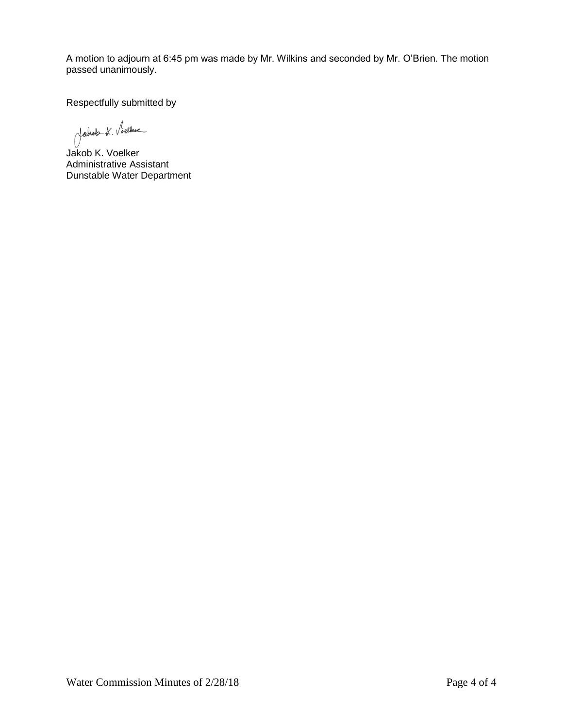A motion to adjourn at 6:45 pm was made by Mr. Wilkins and seconded by Mr. O'Brien. The motion passed unanimously.

Respectfully submitted by

Jakob K. Voelker
Administrative Assistant
Dunstable Water Department